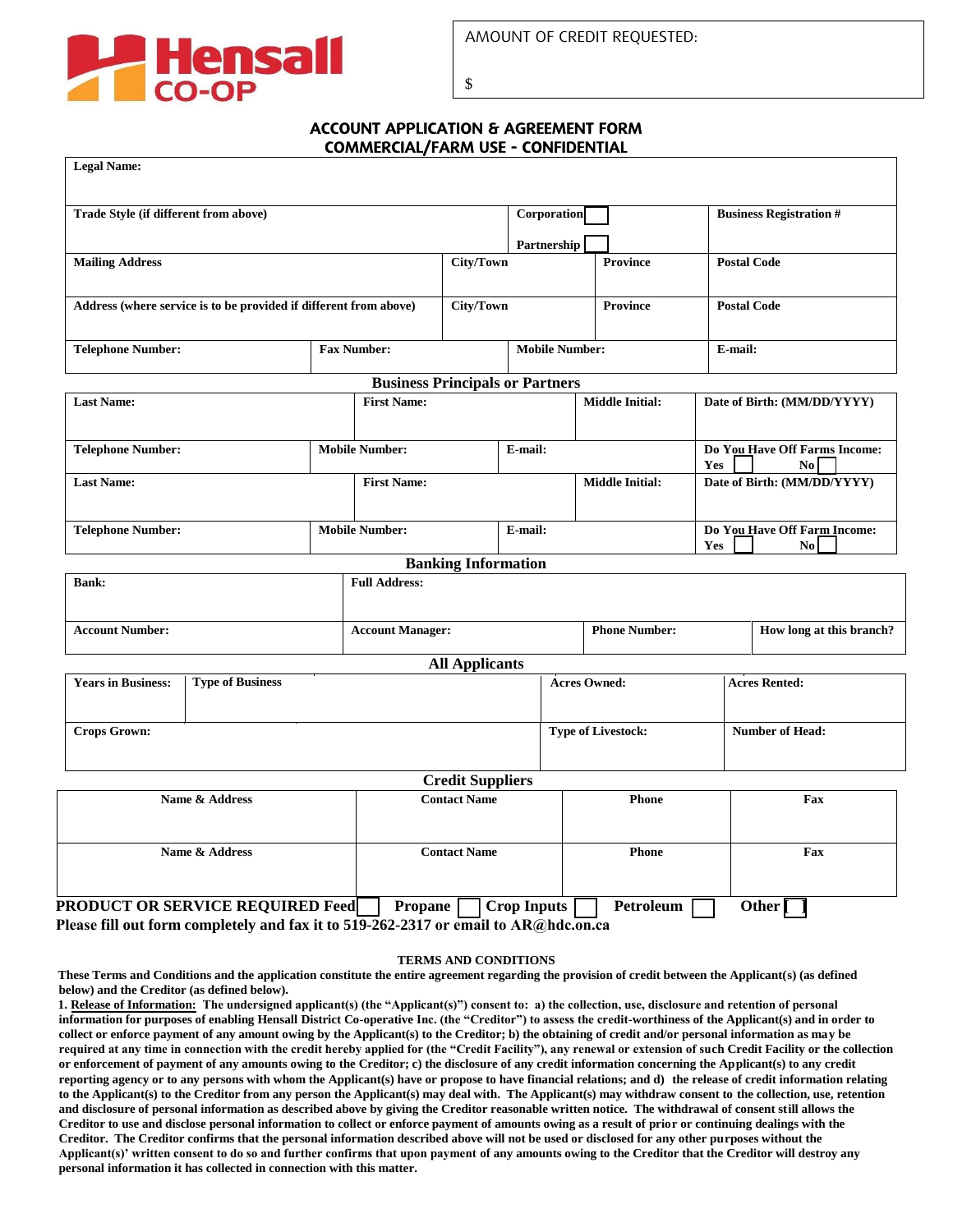Hensall CO-OP

| AMOUNT OF CREDIT REQUESTED: |
|---|
| $ |

## ACCOUNT APPLICATION & AGREEMENT FORM
## COMMERCIAL/FARM USE - CONFIDENTIAL

| Legal Name: | | | |
|---|---|---|---|
| Trade Style (if different from above) | | Corporation ☐ Partnership ☐ | Business Registration # |
| Mailing Address | City/Town | Province | Postal Code |
| Address (where service is to be provided if different from above) | City/Town | Province | Postal Code |
| Telephone Number: | Fax Number: | Mobile Number: | E-mail: |

### Business Principals or Partners

| Last Name: | First Name: | Middle Initial: | Date of Birth: (MM/DD/YYYY) |
|---|---|---|---|
| Telephone Number: | Mobile Number: | E-mail: | Do You Have Off Farms Income: Yes ☐ No ☐ |
| Last Name: | First Name: | Middle Initial: | Date of Birth: (MM/DD/YYYY) |
| Telephone Number: | Mobile Number: | E-mail: | Do You Have Off Farm Income: Yes ☐ No ☐ |

### Banking Information

| Bank: | Full Address: | | |
|---|---|---|---|
| Account Number: | Account Manager: | Phone Number: | How long at this branch? |

### All Applicants

| Years in Business: | Type of Business | Acres Owned: | Acres Rented: |
|---|---|---|---|
| Crops Grown: | | Type of Livestock: | Number of Head: |

### Credit Suppliers

| Name & Address | Contact Name | Phone | Fax |
|---|---|---|---|
| Name & Address | Contact Name | Phone | Fax |

**PRODUCT OR SERVICE REQUIRED** Feed ☐ Propane ☐ Crop Inputs ☐ Petroleum ☐ Other ☐

**Please fill out form completely and fax it to 519-262-2317 or email to AR@hdc.on.ca**

### TERMS AND CONDITIONS

**These Terms and Conditions and the application constitute the entire agreement regarding the provision of credit between the Applicant(s) (as defined below) and the Creditor (as defined below).**

**1. Release of Information: The undersigned applicant(s) (the "Applicant(s)") consent to: a) the collection, use, disclosure and retention of personal information for purposes of enabling Hensall District Co-operative Inc. (the "Creditor") to assess the credit-worthiness of the Applicant(s) and in order to collect or enforce payment of any amount owing by the Applicant(s) to the Creditor; b) the obtaining of credit and/or personal information as may be required at any time in connection with the credit hereby applied for (the "Credit Facility"), any renewal or extension of such Credit Facility or the collection or enforcement of payment of any amounts owing to the Creditor; c) the disclosure of any credit information concerning the Applicant(s) to any credit reporting agency or to any persons with whom the Applicant(s) have or propose to have financial relations; and d) the release of credit information relating to the Applicant(s) to the Creditor from any person the Applicant(s) may deal with. The Applicant(s) may withdraw consent to the collection, use, retention and disclosure of personal information as described above by giving the Creditor reasonable written notice. The withdrawal of consent still allows the Creditor to use and disclose personal information to collect or enforce payment of amounts owing as a result of prior or continuing dealings with the Creditor. The Creditor confirms that the personal information described above will not be used or disclosed for any other purposes without the Applicant(s)' written consent to do so and further confirms that upon payment of any amounts owing to the Creditor that the Creditor will destroy any personal information it has collected in connection with this matter.**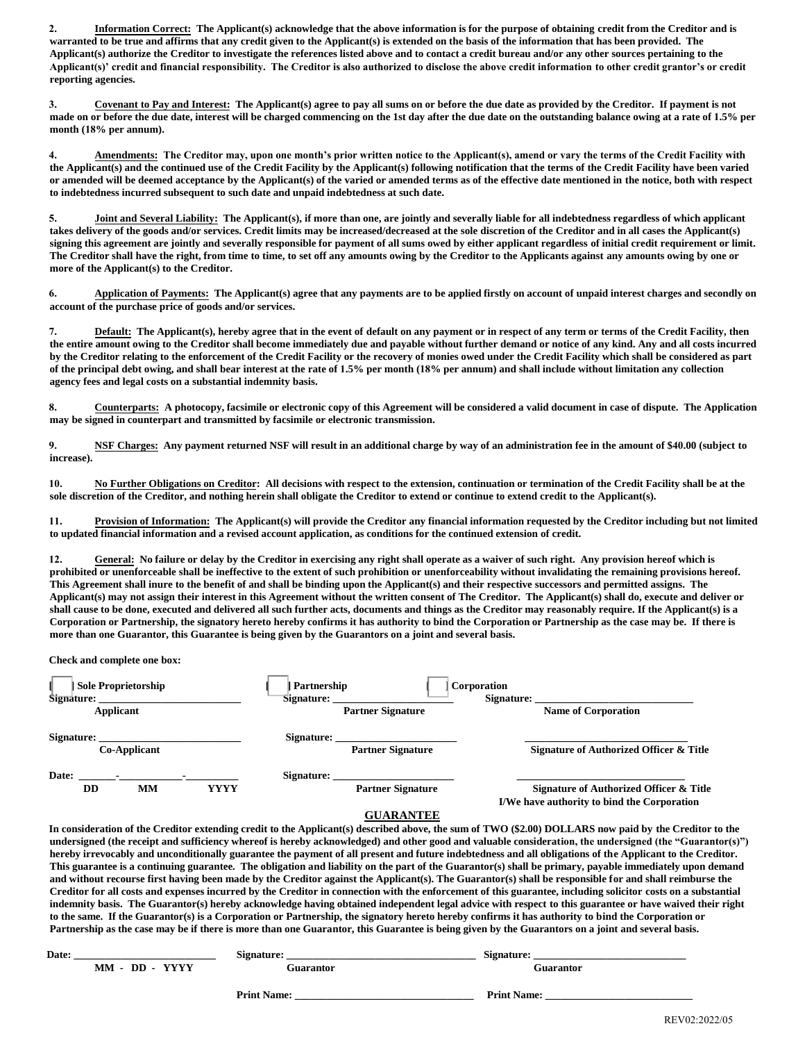**2. Information Correct:** **The Applicant(s) acknowledge that the above information is for the purpose of obtaining credit from the Creditor and is warranted to be true and affirms that any credit given to the Applicant(s) is extended on the basis of the information that has been provided. The Applicant(s) authorize the Creditor to investigate the references listed above and to contact a credit bureau and/or any other sources pertaining to the Applicant(s)' credit and financial responsibility. The Creditor is also authorized to disclose the above credit information to other credit grantor's or credit reporting agencies.**

**3. Covenant to Pay and Interest:** **The Applicant(s) agree to pay all sums on or before the due date as provided by the Creditor. If payment is not made on or before the due date, interest will be charged commencing on the 1st day after the due date on the outstanding balance owing at a rate of 1.5% per month (18% per annum).**

**4. Amendments:** **The Creditor may, upon one month's prior written notice to the Applicant(s), amend or vary the terms of the Credit Facility with the Applicant(s) and the continued use of the Credit Facility by the Applicant(s) following notification that the terms of the Credit Facility have been varied or amended will be deemed acceptance by the Applicant(s) of the varied or amended terms as of the effective date mentioned in the notice, both with respect to indebtedness incurred subsequent to such date and unpaid indebtedness at such date.**

**5. Joint and Several Liability:** **The Applicant(s), if more than one, are jointly and severally liable for all indebtedness regardless of which applicant takes delivery of the goods and/or services. Credit limits may be increased/decreased at the sole discretion of the Creditor and in all cases the Applicant(s) signing this agreement are jointly and severally responsible for payment of all sums owed by either applicant regardless of initial credit requirement or limit. The Creditor shall have the right, from time to time, to set off any amounts owing by the Creditor to the Applicants against any amounts owing by one or more of the Applicant(s) to the Creditor.**

**6. Application of Payments:** **The Applicant(s) agree that any payments are to be applied firstly on account of unpaid interest charges and secondly on account of the purchase price of goods and/or services.**

**7. Default:** **The Applicant(s), hereby agree that in the event of default on any payment or in respect of any term or terms of the Credit Facility, then the entire amount owing to the Creditor shall become immediately due and payable without further demand or notice of any kind. Any and all costs incurred by the Creditor relating to the enforcement of the Credit Facility or the recovery of monies owed under the Credit Facility which shall be considered as part of the principal debt owing, and shall bear interest at the rate of 1.5% per month (18% per annum) and shall include without limitation any collection agency fees and legal costs on a substantial indemnity basis.**

**8. Counterparts:** **A photocopy, facsimile or electronic copy of this Agreement will be considered a valid document in case of dispute. The Application may be signed in counterpart and transmitted by facsimile or electronic transmission.**

**9. NSF Charges:** **Any payment returned NSF will result in an additional charge by way of an administration fee in the amount of $40.00 (subject to increase).**

**10. No Further Obligations on Creditor:** **All decisions with respect to the extension, continuation or termination of the Credit Facility shall be at the sole discretion of the Creditor, and nothing herein shall obligate the Creditor to extend or continue to extend credit to the Applicant(s).**

**11. Provision of Information:** **The Applicant(s) will provide the Creditor any financial information requested by the Creditor including but not limited to updated financial information and a revised account application, as conditions for the continued extension of credit.**

**12. General:** **No failure or delay by the Creditor in exercising any right shall operate as a waiver of such right. Any provision hereof which is prohibited or unenforceable shall be ineffective to the extent of such prohibition or unenforceability without invalidating the remaining provisions hereof. This Agreement shall inure to the benefit of and shall be binding upon the Applicant(s) and their respective successors and permitted assigns. The Applicant(s) may not assign their interest in this Agreement without the written consent of The Creditor. The Applicant(s) shall do, execute and deliver or shall cause to be done, executed and delivered all such further acts, documents and things as the Creditor may reasonably require. If the Applicant(s) is a Corporation or Partnership, the signatory hereto hereby confirms it has authority to bind the Corporation or Partnership as the case may be. If there is more than one Guarantor, this Guarantee is being given by the Guarantors on a joint and several basis.**

**Check and complete one box:**

| [ ] Sole Proprietorship | [ ] Partnership | [ ] Corporation |
|---|---|---|
| Signature: ___________________ **Applicant** | Signature: ___________________ **Partner Signature** | Signature: ___________________ **Name of Corporation** |
| Signature: ___________________ **Co-Applicant** | Signature: ___________________ **Partner Signature** | ___________________ **Signature of Authorized Officer & Title** |
| Date: _____-_____-_____ **DD MM YYYY** | Signature: ___________________ **Partner Signature** | ___________________ **Signature of Authorized Officer & Title** **I/We have authority to bind the Corporation** |

## GUARANTEE

**In consideration of the Creditor extending credit to the Applicant(s) described above, the sum of TWO ($2.00) DOLLARS now paid by the Creditor to the undersigned (the receipt and sufficiency whereof is hereby acknowledged) and other good and valuable consideration, the undersigned (the "Guarantor(s)") hereby irrevocably and unconditionally guarantee the payment of all present and future indebtedness and all obligations of the Applicant to the Creditor. This guarantee is a continuing guarantee. The obligation and liability on the part of the Guarantor(s) shall be primary, payable immediately upon demand and without recourse first having been made by the Creditor against the Applicant(s). The Guarantor(s) shall be responsible for and shall reimburse the Creditor for all costs and expenses incurred by the Creditor in connection with the enforcement of this guarantee, including solicitor costs on a substantial indemnity basis. The Guarantor(s) hereby acknowledge having obtained independent legal advice with respect to this guarantee or have waived their right to the same. If the Guarantor(s) is a Corporation or Partnership, the signatory hereto hereby confirms it has authority to bind the Corporation or Partnership as the case may be if there is more than one Guarantor, this Guarantee is being given by the Guarantors on a joint and several basis.**

| | | |
|---|---|---|
| Date: ___________________ **MM - DD - YYYY** | Signature: ___________________ **Guarantor** | Signature: ___________________ **Guarantor** |
| | Print Name: ___________________ | Print Name: ___________________ |

REV02:2022/05